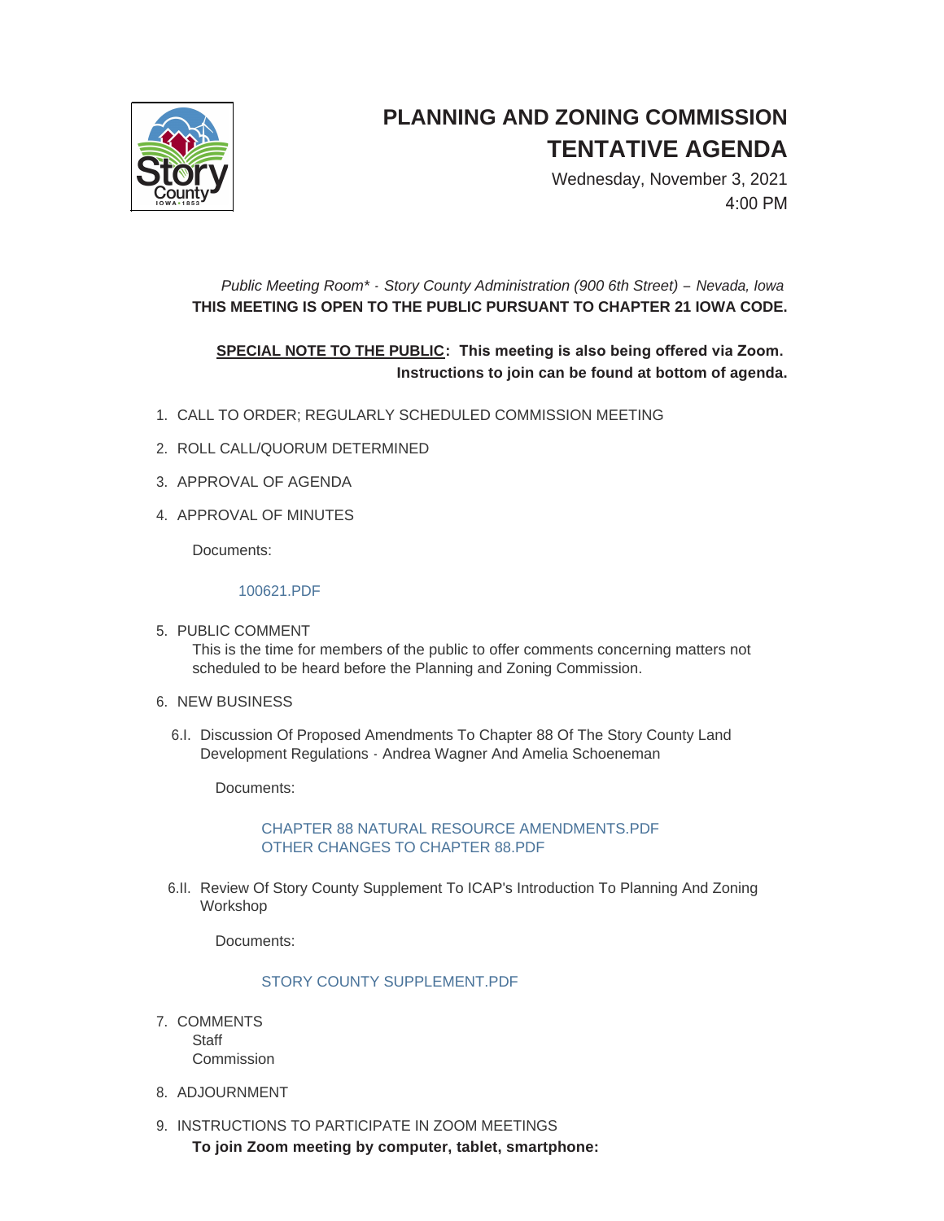# PLANNING AND ZONING COMMISSION TENTATIVE AGENDA

Wednesday, November 3, 2021
4:00 PM

*Public Meeting Room\* - Story County Administration (900 6th Street) – Nevada, Iowa*
**THIS MEETING IS OPEN TO THE PUBLIC PURSUANT TO CHAPTER 21 IOWA CODE.**

**<u>SPECIAL NOTE TO THE PUBLIC</u>: This meeting is also being offered via Zoom. Instructions to join can be found at bottom of agenda.**

1. CALL TO ORDER; REGULARLY SCHEDULED COMMISSION MEETING
2. ROLL CALL/QUORUM DETERMINED
3. APPROVAL OF AGENDA
4. APPROVAL OF MINUTES

   Documents:

   100621.PDF

5. PUBLIC COMMENT
   This is the time for members of the public to offer comments concerning matters not scheduled to be heard before the Planning and Zoning Commission.
6. NEW BUSINESS

   6.I. Discussion Of Proposed Amendments To Chapter 88 Of The Story County Land Development Regulations - Andrea Wagner And Amelia Schoeneman

   Documents:

   CHAPTER 88 NATURAL RESOURCE AMENDMENTS.PDF
   OTHER CHANGES TO CHAPTER 88.PDF

   6.II. Review Of Story County Supplement To ICAP's Introduction To Planning And Zoning Workshop

   Documents:

   STORY COUNTY SUPPLEMENT.PDF

7. COMMENTS
   Staff
   Commission
8. ADJOURNMENT
9. INSTRUCTIONS TO PARTICIPATE IN ZOOM MEETINGS
   **To join Zoom meeting by computer, tablet, smartphone:**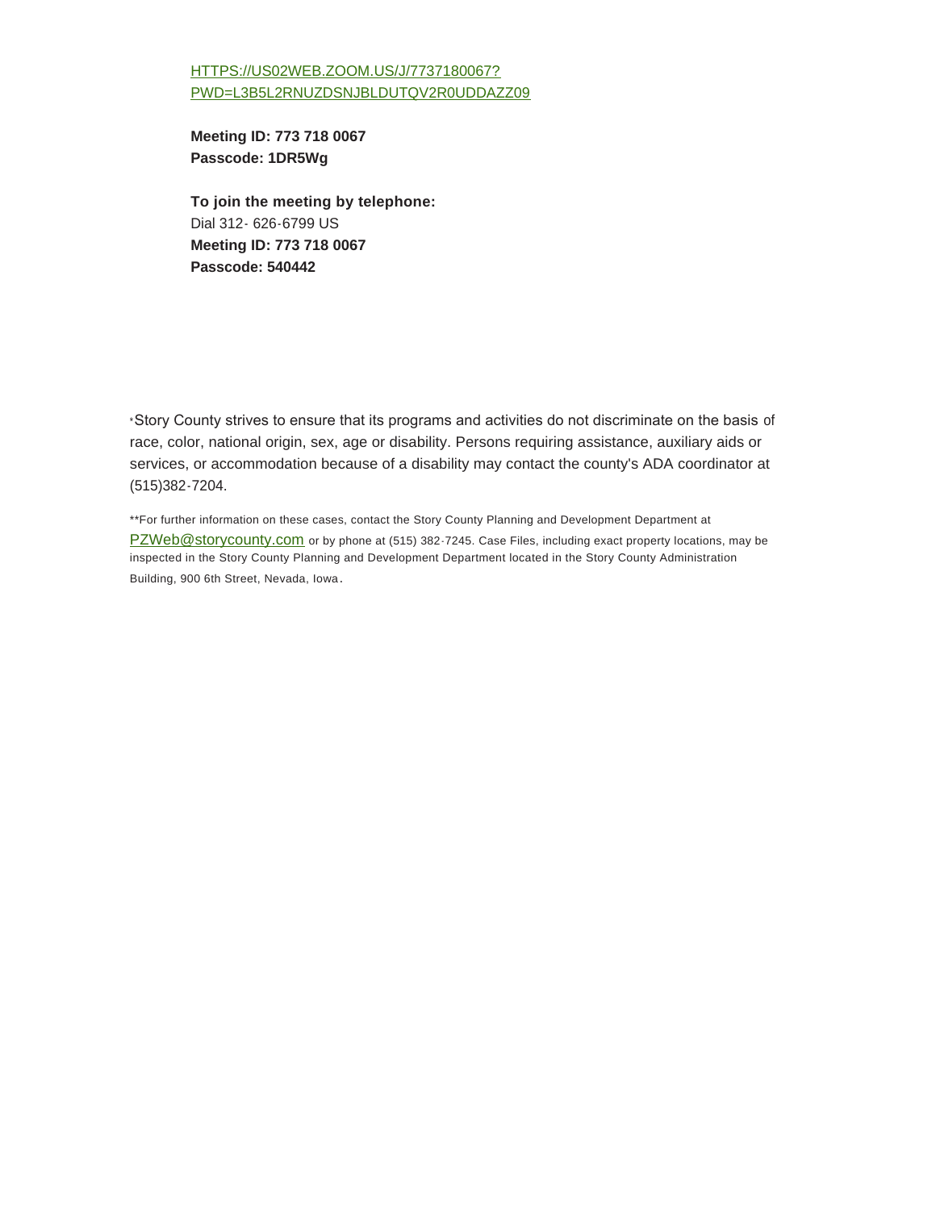[HTTPS://US02WEB.ZOOM.US/J/7737180067?PWD=L3B5L2RNUZDSNJBLDUTQV2R0UDDAZZ09](HTTPS://US02WEB.ZOOM.US/J/7737180067?PWD=L3B5L2RNUZDSNJBLDUTQV2R0UDDAZZ09)

**Meeting ID: 773 718 0067**
**Passcode: 1DR5Wg**

**To join the meeting by telephone:**
Dial 312- 626-6799 US
**Meeting ID: 773 718 0067**
**Passcode: 540442**

*Story County strives to ensure that its programs and activities do not discriminate on the basis of race, color, national origin, sex, age or disability. Persons requiring assistance, auxiliary aids or services, or accommodation because of a disability may contact the county's ADA coordinator at (515)382-7204.

**For further information on these cases, contact the Story County Planning and Development Department at PZWeb@storycounty.com or by phone at (515) 382-7245. Case Files, including exact property locations, may be inspected in the Story County Planning and Development Department located in the Story County Administration Building, 900 6th Street, Nevada, Iowa.